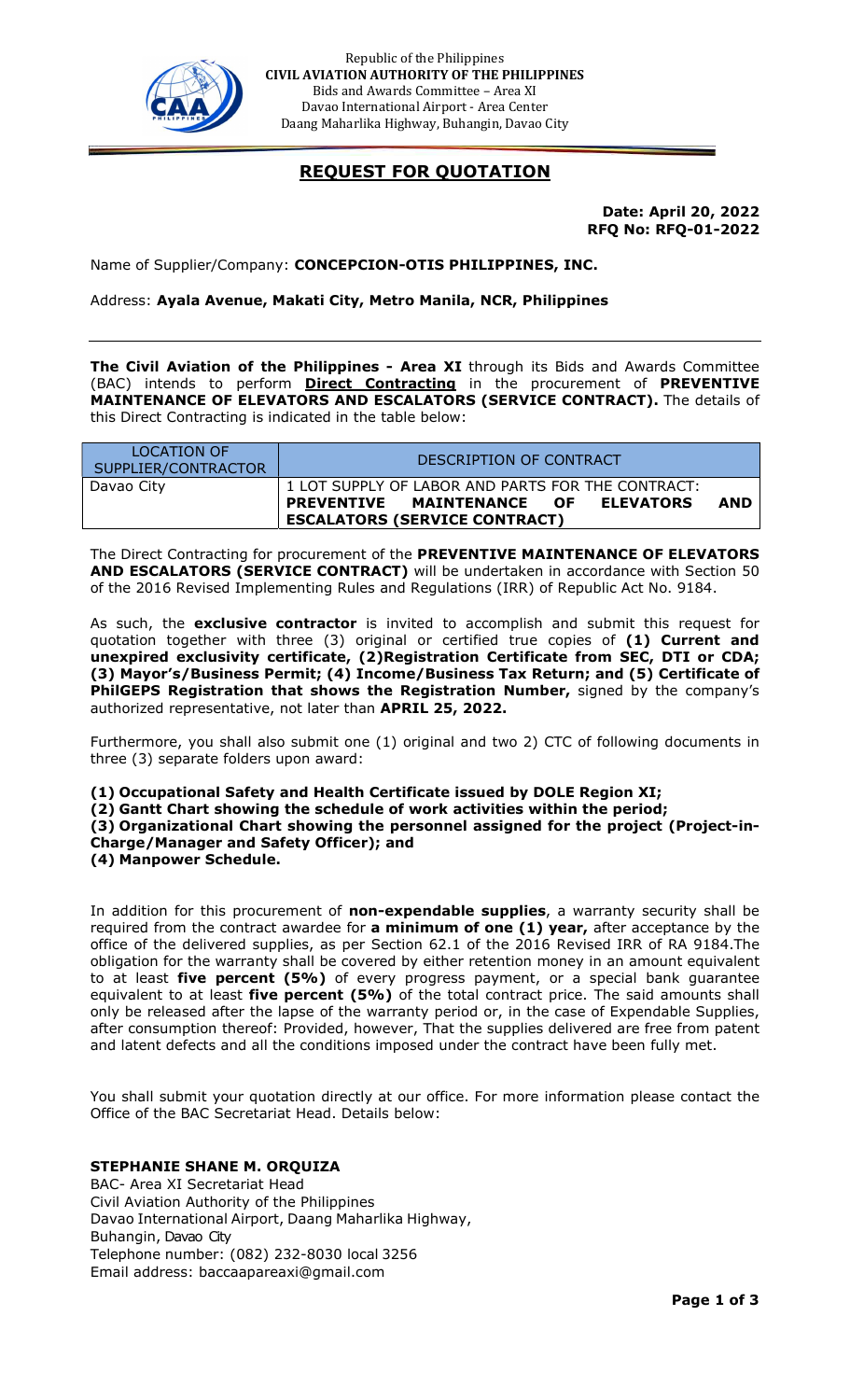Republic of the Philippines
**CIVIL AVIATION AUTHORITY OF THE PHILIPPINES**
Bids and Awards Committee – Area XI
Davao International Airport - Area Center
Daang Maharlika Highway, Buhangin, Davao City

# REQUEST FOR QUOTATION

**Date: April 20, 2022**
**RFQ No: RFQ-01-2022**

Name of Supplier/Company: **CONCEPCION-OTIS PHILIPPINES, INC.**

Address: **Ayala Avenue, Makati City, Metro Manila, NCR, Philippines**

---

**The Civil Aviation of the Philippines - Area XI** through its Bids and Awards Committee (BAC) intends to perform **Direct Contracting** in the procurement of **PREVENTIVE MAINTENANCE OF ELEVATORS AND ESCALATORS (SERVICE CONTRACT).** The details of this Direct Contracting is indicated in the table below:

| LOCATION OF SUPPLIER/CONTRACTOR | DESCRIPTION OF CONTRACT |
|---|---|
| Davao City | 1 LOT SUPPLY OF LABOR AND PARTS FOR THE CONTRACT: **PREVENTIVE MAINTENANCE OF ELEVATORS AND ESCALATORS (SERVICE CONTRACT)** |

The Direct Contracting for procurement of the **PREVENTIVE MAINTENANCE OF ELEVATORS AND ESCALATORS (SERVICE CONTRACT)** will be undertaken in accordance with Section 50 of the 2016 Revised Implementing Rules and Regulations (IRR) of Republic Act No. 9184.

As such, the **exclusive contractor** is invited to accomplish and submit this request for quotation together with three (3) original or certified true copies of **(1) Current and unexpired exclusivity certificate, (2)Registration Certificate from SEC, DTI or CDA; (3) Mayor's/Business Permit; (4) Income/Business Tax Return; and (5) Certificate of PhilGEPS Registration that shows the Registration Number,** signed by the company's authorized representative, not later than **APRIL 25, 2022.**

Furthermore, you shall also submit one (1) original and two 2) CTC of following documents in three (3) separate folders upon award:

**(1) Occupational Safety and Health Certificate issued by DOLE Region XI;**
**(2) Gantt Chart showing the schedule of work activities within the period;**
**(3) Organizational Chart showing the personnel assigned for the project (Project-in-Charge/Manager and Safety Officer); and**
**(4) Manpower Schedule.**

In addition for this procurement of **non-expendable supplies**, a warranty security shall be required from the contract awardee for **a minimum of one (1) year,** after acceptance by the office of the delivered supplies, as per Section 62.1 of the 2016 Revised IRR of RA 9184.The obligation for the warranty shall be covered by either retention money in an amount equivalent to at least **five percent (5%)** of every progress payment, or a special bank guarantee equivalent to at least **five percent (5%)** of the total contract price. The said amounts shall only be released after the lapse of the warranty period or, in the case of Expendable Supplies, after consumption thereof: Provided, however, That the supplies delivered are free from patent and latent defects and all the conditions imposed under the contract have been fully met.

You shall submit your quotation directly at our office. For more information please contact the Office of the BAC Secretariat Head. Details below:

**STEPHANIE SHANE M. ORQUIZA**
BAC- Area XI Secretariat Head
Civil Aviation Authority of the Philippines
Davao International Airport, Daang Maharlika Highway,
Buhangin, Davao City
Telephone number: (082) 232-8030 local 3256
Email address: baccaapareaxi@gmail.com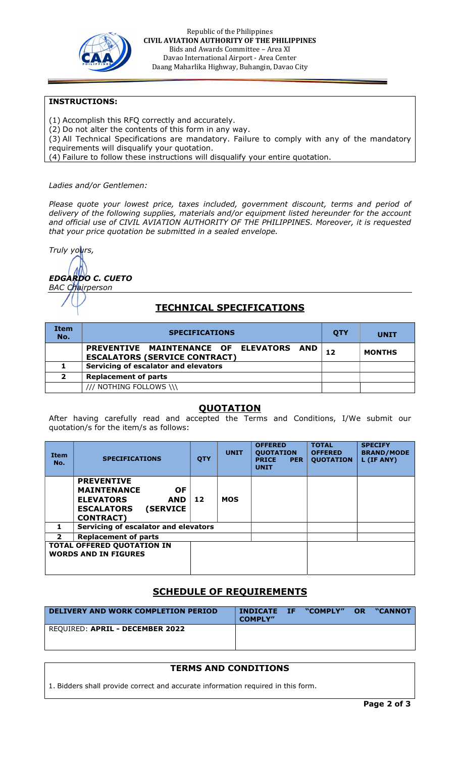Republic of the Philippines
**CIVIL AVIATION AUTHORITY OF THE PHILIPPINES**
Bids and Awards Committee – Area XI
Davao International Airport - Area Center
Daang Maharlika Highway, Buhangin, Davao City

**INSTRUCTIONS:**

(1) Accomplish this RFQ correctly and accurately.
(2) Do not alter the contents of this form in any way.
(3) All Technical Specifications are mandatory. Failure to comply with any of the mandatory requirements will disqualify your quotation.
(4) Failure to follow these instructions will disqualify your entire quotation.

*Ladies and/or Gentlemen:*

*Please quote your lowest price, taxes included, government discount, terms and period of delivery of the following supplies, materials and/or equipment listed hereunder for the account and official use of CIVIL AVIATION AUTHORITY OF THE PHILIPPINES. Moreover, it is requested that your price quotation be submitted in a sealed envelope.*

*Truly yours,*

***EDGARDO C. CUETO***
*BAC Chairperson*

## TECHNICAL SPECIFICATIONS

| Item No. | SPECIFICATIONS | QTY | UNIT |
|---|---|---|---|
| | **PREVENTIVE MAINTENANCE OF ELEVATORS AND ESCALATORS (SERVICE CONTRACT)** | **12** | **MONTHS** |
| **1** | **Servicing of escalator and elevators** | | |
| **2** | **Replacement of parts** | | |
| | /// NOTHING FOLLOWS \\\ | | |

## QUOTATION

After having carefully read and accepted the Terms and Conditions, I/We submit our quotation/s for the item/s as follows:

| Item No. | SPECIFICATIONS | QTY | UNIT | OFFERED QUOTATION PRICE PER UNIT | TOTAL OFFERED QUOTATION | SPECIFY BRAND/MODEL (IF ANY) |
|---|---|---|---|---|---|---|
| | **PREVENTIVE MAINTENANCE OF ELEVATORS AND ESCALATORS (SERVICE CONTRACT)** | **12** | **MOS** | | | |
| **1** | **Servicing of escalator and elevators** | | | | | |
| **2** | **Replacement of parts** | | | | | |
| **TOTAL OFFERED QUOTATION IN WORDS AND IN FIGURES** | | | | | | |

## SCHEDULE OF REQUIREMENTS

| DELIVERY AND WORK COMPLETION PERIOD | INDICATE IF "COMPLY" OR "CANNOT COMPLY" |
|---|---|
| REQUIRED: **APRIL - DECEMBER 2022** | |

## TERMS AND CONDITIONS

1. Bidders shall provide correct and accurate information required in this form.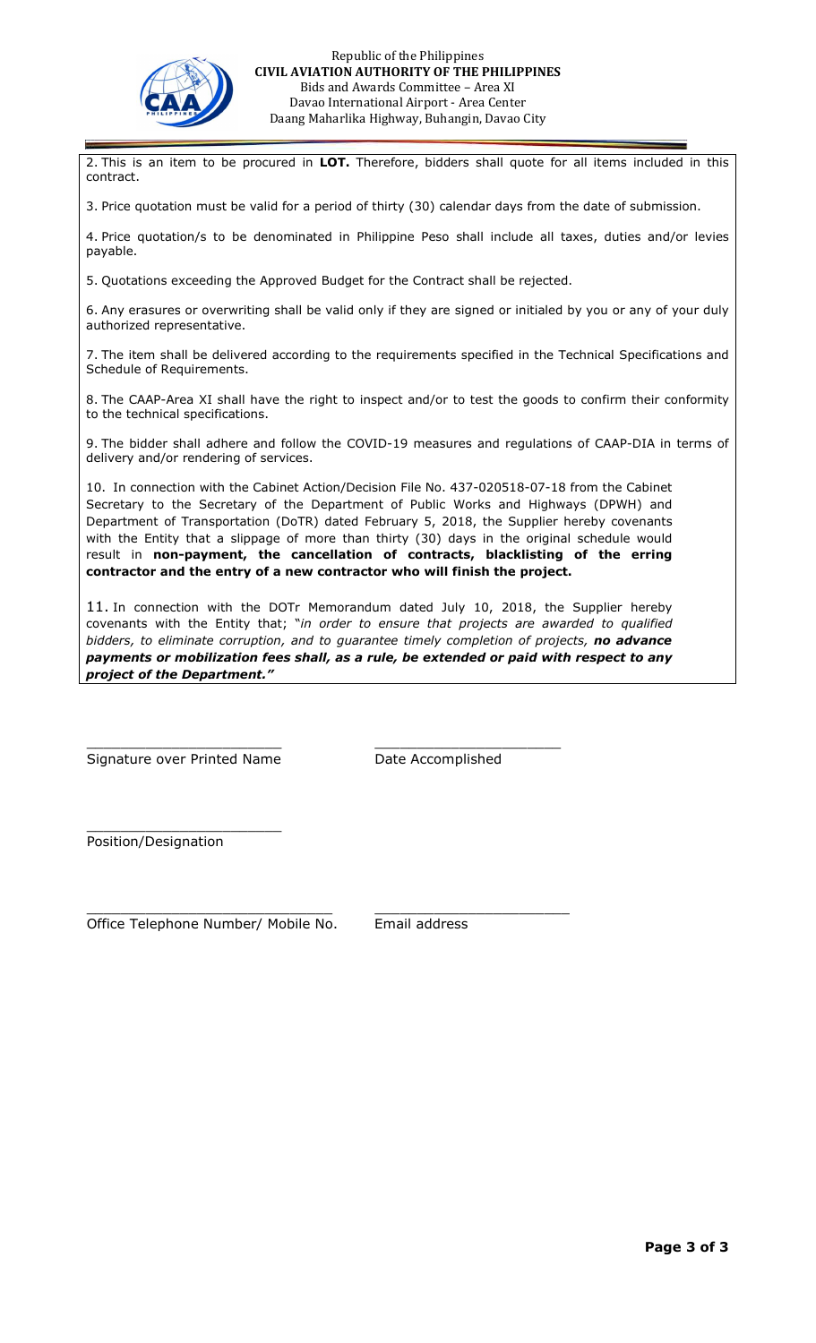Republic of the Philippines
**CIVIL AVIATION AUTHORITY OF THE PHILIPPINES**
Bids and Awards Committee – Area XI
Davao International Airport - Area Center
Daang Maharlika Highway, Buhangin, Davao City

2. This is an item to be procured in **LOT.** Therefore, bidders shall quote for all items included in this contract.

3. Price quotation must be valid for a period of thirty (30) calendar days from the date of submission.

4. Price quotation/s to be denominated in Philippine Peso shall include all taxes, duties and/or levies payable.

5. Quotations exceeding the Approved Budget for the Contract shall be rejected.

6. Any erasures or overwriting shall be valid only if they are signed or initialed by you or any of your duly authorized representative.

7. The item shall be delivered according to the requirements specified in the Technical Specifications and Schedule of Requirements.

8. The CAAP-Area XI shall have the right to inspect and/or to test the goods to confirm their conformity to the technical specifications.

9. The bidder shall adhere and follow the COVID-19 measures and regulations of CAAP-DIA in terms of delivery and/or rendering of services.

10. In connection with the Cabinet Action/Decision File No. 437-020518-07-18 from the Cabinet Secretary to the Secretary of the Department of Public Works and Highways (DPWH) and Department of Transportation (DoTR) dated February 5, 2018, the Supplier hereby covenants with the Entity that a slippage of more than thirty (30) days in the original schedule would result in **non-payment, the cancellation of contracts, blacklisting of the erring contractor and the entry of a new contractor who will finish the project.**

11. In connection with the DOTr Memorandum dated July 10, 2018, the Supplier hereby covenants with the Entity that; "*in order to ensure that projects are awarded to qualified bidders, to eliminate corruption, and to guarantee timely completion of projects,* ***no advance payments or mobilization fees shall, as a rule, be extended or paid with respect to any project of the Department."***

\_\_\_\_\_\_\_\_\_\_\_\_\_\_\_\_\_\_\_\_\_\_\_\_ \_\_\_\_\_\_\_\_\_\_\_\_\_\_\_\_\_\_\_\_\_\_\_\_
Signature over Printed Name Date Accomplished

\_\_\_\_\_\_\_\_\_\_\_\_\_\_\_\_\_\_\_\_\_\_\_\_
Position/Designation

\_\_\_\_\_\_\_\_\_\_\_\_\_\_\_\_\_\_\_\_\_\_\_\_\_\_\_\_\_\_ \_\_\_\_\_\_\_\_\_\_\_\_\_\_\_\_\_\_\_\_\_\_\_\_
Office Telephone Number/ Mobile No. Email address